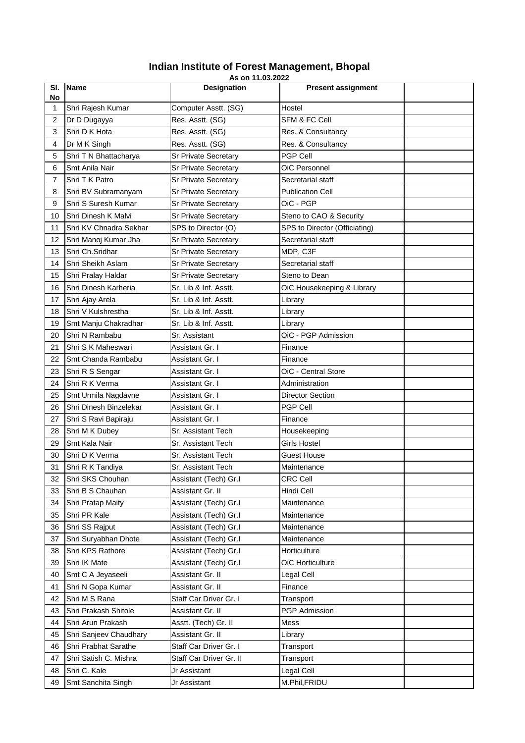# Indian Institute of Forest Management, Bhopal

**As on 11.03.2022**

| Sl. No | Name | Designation | Present assignment | |
|---|---|---|---|---|
| 1 | Shri Rajesh Kumar | Computer Asstt. (SG) | Hostel | |
| 2 | Dr D Dugayya | Res. Asstt. (SG) | SFM & FC Cell | |
| 3 | Shri D K Hota | Res. Asstt. (SG) | Res. & Consultancy | |
| 4 | Dr M K Singh | Res. Asstt. (SG) | Res. & Consultancy | |
| 5 | Shri T N Bhattacharya | Sr Private Secretary | PGP Cell | |
| 6 | Smt Anila Nair | Sr Private Secretary | OiC Personnel | |
| 7 | Shri T K Patro | Sr Private Secretary | Secretarial staff | |
| 8 | Shri BV Subramanyam | Sr Private Secretary | Publication Cell | |
| 9 | Shri S Suresh Kumar | Sr Private Secretary | OiC - PGP | |
| 10 | Shri Dinesh K Malvi | Sr Private Secretary | Steno to CAO & Security | |
| 11 | Shri KV Chnadra Sekhar | SPS to Director (O) | SPS to Director (Officiating) | |
| 12 | Shri Manoj Kumar Jha | Sr Private Secretary | Secretarial staff | |
| 13 | Shri Ch.Sridhar | Sr Private Secretary | MDP, C3F | |
| 14 | Shri Sheikh Aslam | Sr Private Secretary | Secretarial staff | |
| 15 | Shri Pralay Haldar | Sr Private Secretary | Steno to Dean | |
| 16 | Shri Dinesh Karheria | Sr. Lib & Inf. Asstt. | OiC Housekeeping & Library | |
| 17 | Shri Ajay Arela | Sr. Lib & Inf. Asstt. | Library | |
| 18 | Shri V Kulshrestha | Sr. Lib & Inf. Asstt. | Library | |
| 19 | Smt Manju Chakradhar | Sr. Lib & Inf. Asstt. | Library | |
| 20 | Shri N Rambabu | Sr. Assistant | OiC - PGP Admission | |
| 21 | Shri S K Maheswari | Assistant Gr. I | Finance | |
| 22 | Smt Chanda Rambabu | Assistant Gr. I | Finance | |
| 23 | Shri R S Sengar | Assistant Gr. I | OiC - Central Store | |
| 24 | Shri R K Verma | Assistant Gr. I | Administration | |
| 25 | Smt Urmila Nagdavne | Assistant Gr. I | Director Section | |
| 26 | Shri Dinesh Binzelekar | Assistant Gr. I | PGP Cell | |
| 27 | Shri S Ravi Bapiraju | Assistant Gr. I | Finance | |
| 28 | Shri M K Dubey | Sr. Assistant Tech | Housekeeping | |
| 29 | Smt Kala Nair | Sr. Assistant Tech | Girls Hostel | |
| 30 | Shri D K Verma | Sr. Assistant Tech | Guest House | |
| 31 | Shri R K Tandiya | Sr. Assistant Tech | Maintenance | |
| 32 | Shri SKS Chouhan | Assistant (Tech) Gr.I | CRC Cell | |
| 33 | Shri B S Chauhan | Assistant Gr. II | Hindi Cell | |
| 34 | Shri Pratap Maity | Assistant (Tech) Gr.I | Maintenance | |
| 35 | Shri PR Kale | Assistant (Tech) Gr.I | Maintenance | |
| 36 | Shri SS Rajput | Assistant (Tech) Gr.I | Maintenance | |
| 37 | Shri Suryabhan Dhote | Assistant (Tech) Gr.I | Maintenance | |
| 38 | Shri KPS Rathore | Assistant (Tech) Gr.I | Horticulture | |
| 39 | Shri IK Mate | Assistant (Tech) Gr.I | OiC Horticulture | |
| 40 | Smt C A Jeyaseeli | Assistant Gr. II | Legal Cell | |
| 41 | Shri N Gopa Kumar | Assistant Gr. II | Finance | |
| 42 | Shri M S Rana | Staff Car Driver Gr. I | Transport | |
| 43 | Shri Prakash Shitole | Assistant Gr. II | PGP Admission | |
| 44 | Shri Arun Prakash | Asstt. (Tech) Gr. II | Mess | |
| 45 | Shri Sanjeev Chaudhary | Assistant Gr. II | Library | |
| 46 | Shri Prabhat Sarathe | Staff Car Driver Gr. I | Transport | |
| 47 | Shri Satish C. Mishra | Staff Car Driver Gr. II | Transport | |
| 48 | Shri C. Kale | Jr Assistant | Legal Cell | |
| 49 | Smt Sanchita Singh | Jr Assistant | M.Phil,FRIDU | |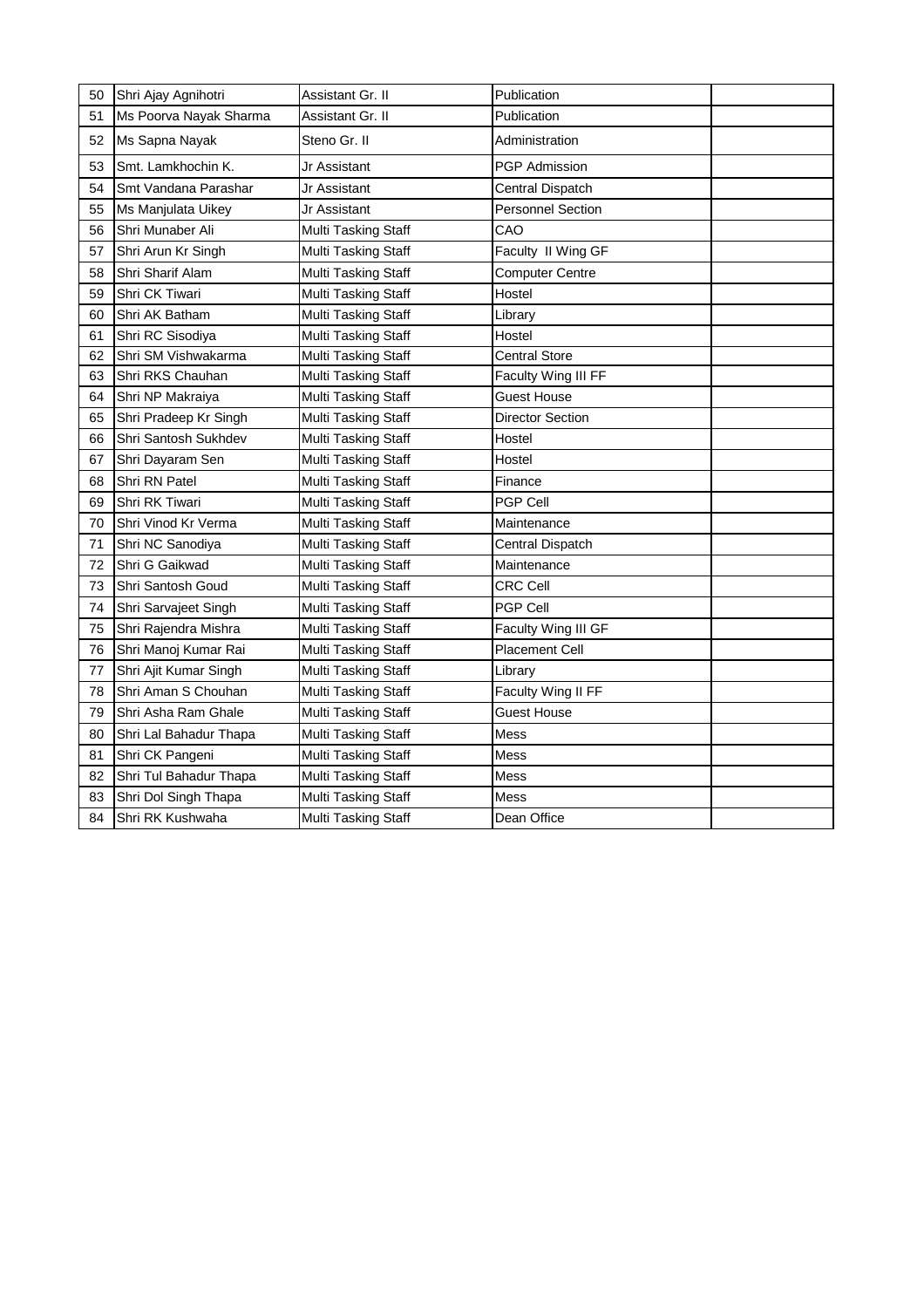| | | | | |
|---|---|---|---|---|
| 50 | Shri Ajay Agnihotri | Assistant Gr. II | Publication | |
| 51 | Ms Poorva Nayak Sharma | Assistant Gr. II | Publication | |
| 52 | Ms Sapna Nayak | Steno Gr. II | Administration | |
| 53 | Smt. Lamkhochin K. | Jr Assistant | PGP Admission | |
| 54 | Smt Vandana Parashar | Jr Assistant | Central Dispatch | |
| 55 | Ms Manjulata Uikey | Jr Assistant | Personnel Section | |
| 56 | Shri Munaber Ali | Multi Tasking Staff | CAO | |
| 57 | Shri Arun Kr Singh | Multi Tasking Staff | Faculty II Wing GF | |
| 58 | Shri Sharif Alam | Multi Tasking Staff | Computer Centre | |
| 59 | Shri CK Tiwari | Multi Tasking Staff | Hostel | |
| 60 | Shri AK Batham | Multi Tasking Staff | Library | |
| 61 | Shri RC Sisodiya | Multi Tasking Staff | Hostel | |
| 62 | Shri SM Vishwakarma | Multi Tasking Staff | Central Store | |
| 63 | Shri RKS Chauhan | Multi Tasking Staff | Faculty Wing III FF | |
| 64 | Shri NP Makraiya | Multi Tasking Staff | Guest House | |
| 65 | Shri Pradeep Kr Singh | Multi Tasking Staff | Director Section | |
| 66 | Shri Santosh Sukhdev | Multi Tasking Staff | Hostel | |
| 67 | Shri Dayaram Sen | Multi Tasking Staff | Hostel | |
| 68 | Shri RN Patel | Multi Tasking Staff | Finance | |
| 69 | Shri RK Tiwari | Multi Tasking Staff | PGP Cell | |
| 70 | Shri Vinod Kr Verma | Multi Tasking Staff | Maintenance | |
| 71 | Shri NC Sanodiya | Multi Tasking Staff | Central Dispatch | |
| 72 | Shri G Gaikwad | Multi Tasking Staff | Maintenance | |
| 73 | Shri Santosh Goud | Multi Tasking Staff | CRC Cell | |
| 74 | Shri Sarvajeet Singh | Multi Tasking Staff | PGP Cell | |
| 75 | Shri Rajendra Mishra | Multi Tasking Staff | Faculty Wing III GF | |
| 76 | Shri Manoj Kumar Rai | Multi Tasking Staff | Placement Cell | |
| 77 | Shri Ajit Kumar Singh | Multi Tasking Staff | Library | |
| 78 | Shri Aman S Chouhan | Multi Tasking Staff | Faculty Wing II FF | |
| 79 | Shri Asha Ram Ghale | Multi Tasking Staff | Guest House | |
| 80 | Shri Lal Bahadur Thapa | Multi Tasking Staff | Mess | |
| 81 | Shri CK Pangeni | Multi Tasking Staff | Mess | |
| 82 | Shri Tul Bahadur Thapa | Multi Tasking Staff | Mess | |
| 83 | Shri Dol Singh Thapa | Multi Tasking Staff | Mess | |
| 84 | Shri RK Kushwaha | Multi Tasking Staff | Dean Office | |